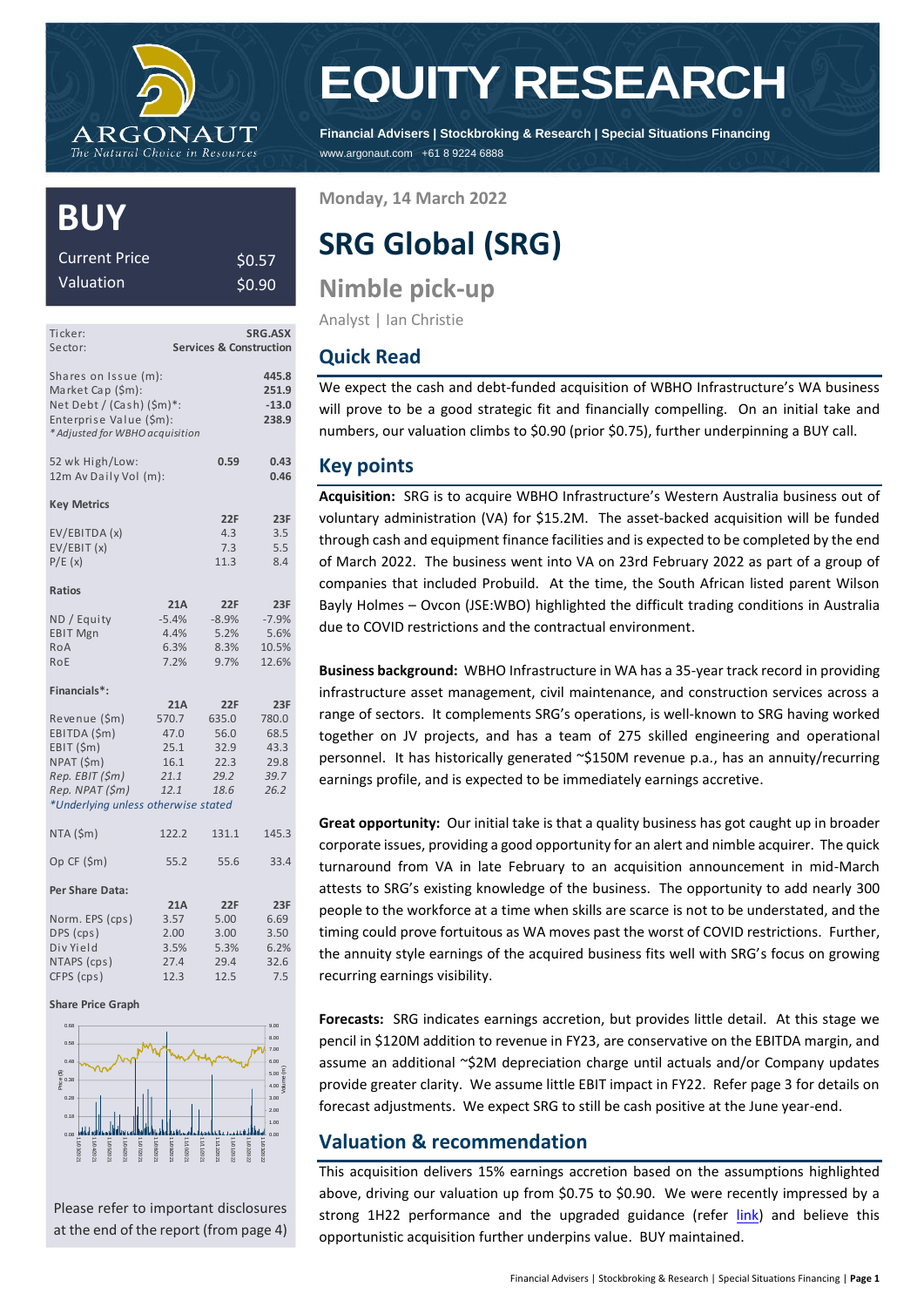# EQUITY RESEARCH

**Financial Advisers | Stockbroking & Research | Special Situations Financing**
www.argonaut.com +61 8 9224 6888

## BUY

| | |
|---|---|
| Current Price | $0.57 |
| Valuation | $0.90 |

| | |
|---|---|
| Ticker: | **SRG.ASX** |
| Sector: | **Services & Construction** |

| | |
|---|---|
| Shares on Issue (m): | **445.8** |
| Market Cap ($m): | **251.9** |
| Net Debt / (Cash) ($m)*: | **-13.0** |
| Enterprise Value ($m): | **238.9** |

*\* Adjusted for WBHO acquisition*

| | | |
|---|---|---|
| 52 wk High/Low: | **0.59** | **0.43** |
| 12m Av Daily Vol (m): | | **0.46** |

**Key Metrics**

| | 22F | 23F |
|---|---|---|
| EV/EBITDA (x) | 4.3 | 3.5 |
| EV/EBIT (x) | 7.3 | 5.5 |
| P/E (x) | 11.3 | 8.4 |

**Ratios**

| | 21A | 22F | 23F |
|---|---|---|---|
| ND / Equity | -5.4% | -8.9% | -7.9% |
| EBIT Mgn | 4.4% | 5.2% | 5.6% |
| RoA | 6.3% | 8.3% | 10.5% |
| RoE | 7.2% | 9.7% | 12.6% |

**Financials\*:**

| | 21A | 22F | 23F |
|---|---|---|---|
| Revenue ($m) | 570.7 | 635.0 | 780.0 |
| EBITDA ($m) | 47.0 | 56.0 | 68.5 |
| EBIT ($m) | 25.1 | 32.9 | 43.3 |
| NPAT ($m) | 16.1 | 22.3 | 29.8 |
| *Rep. EBIT ($m)* | *21.1* | *29.2* | *39.7* |
| *Rep. NPAT ($m)* | *12.1* | *18.6* | *26.2* |

*\*Underlying unless otherwise stated*

| | 21A | 22F | 23F |
|---|---|---|---|
| NTA ($m) | 122.2 | 131.1 | 145.3 |
| Op CF ($m) | 55.2 | 55.6 | 33.4 |

**Per Share Data:**

| | 21A | 22F | 23F |
|---|---|---|---|
| Norm. EPS (cps) | 3.57 | 5.00 | 6.69 |
| DPS (cps) | 2.00 | 3.00 | 3.50 |
| Div Yield | 3.5% | 5.3% | 6.2% |
| NTAPS (cps) | 27.4 | 29.4 | 32.6 |
| CFPS (cps) | 12.3 | 12.5 | 7.5 |

**Share Price Graph**

Please refer to important disclosures at the end of the report (from page 4)

Monday, 14 March 2022

# SRG Global (SRG)

## Nimble pick-up

Analyst | Ian Christie

## Quick Read

We expect the cash and debt-funded acquisition of WBHO Infrastructure's WA business will prove to be a good strategic fit and financially compelling. On an initial take and numbers, our valuation climbs to $0.90 (prior $0.75), further underpinning a BUY call.

## Key points

**Acquisition:** SRG is to acquire WBHO Infrastructure's Western Australia business out of voluntary administration (VA) for $15.2M. The asset-backed acquisition will be funded through cash and equipment finance facilities and is expected to be completed by the end of March 2022. The business went into VA on 23rd February 2022 as part of a group of companies that included Probuild. At the time, the South African listed parent Wilson Bayly Holmes – Ovcon (JSE:WBO) highlighted the difficult trading conditions in Australia due to COVID restrictions and the contractual environment.

**Business background:** WBHO Infrastructure in WA has a 35-year track record in providing infrastructure asset management, civil maintenance, and construction services across a range of sectors. It complements SRG's operations, is well-known to SRG having worked together on JV projects, and has a team of 275 skilled engineering and operational personnel. It has historically generated ~$150M revenue p.a., has an annuity/recurring earnings profile, and is expected to be immediately earnings accretive.

**Great opportunity:** Our initial take is that a quality business has got caught up in broader corporate issues, providing a good opportunity for an alert and nimble acquirer. The quick turnaround from VA in late February to an acquisition announcement in mid-March attests to SRG's existing knowledge of the business. The opportunity to add nearly 300 people to the workforce at a time when skills are scarce is not to be understated, and the timing could prove fortuitous as WA moves past the worst of COVID restrictions. Further, the annuity style earnings of the acquired business fits well with SRG's focus on growing recurring earnings visibility.

**Forecasts:** SRG indicates earnings accretion, but provides little detail. At this stage we pencil in $120M addition to revenue in FY23, are conservative on the EBITDA margin, and assume an additional ~$2M depreciation charge until actuals and/or Company updates provide greater clarity. We assume little EBIT impact in FY22. Refer page 3 for details on forecast adjustments. We expect SRG to still be cash positive at the June year-end.

## Valuation & recommendation

This acquisition delivers 15% earnings accretion based on the assumptions highlighted above, driving our valuation up from $0.75 to $0.90. We were recently impressed by a strong 1H22 performance and the upgraded guidance (refer link) and believe this opportunistic acquisition further underpins value. BUY maintained.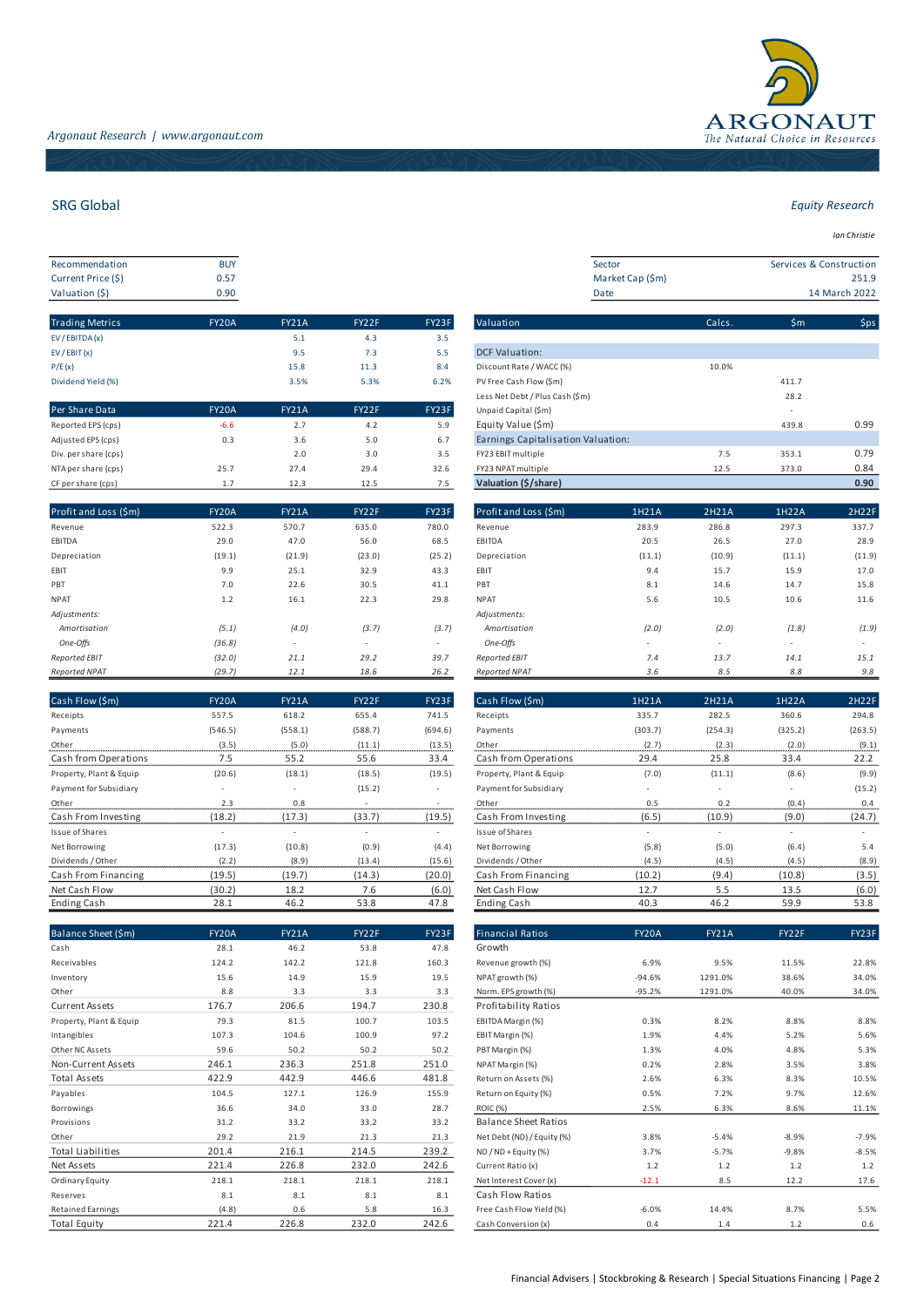# SRG Global

*Equity Research*

*Ian Christie*

| | |
|---|---|
| Recommendation | BUY |
| Current Price ($) | 0.57 |
| Valuation ($) | 0.90 |

| | |
|---|---|
| Sector | Services & Construction |
| Market Cap ($m) | 251.9 |
| Date | 14 March 2022 |

| Trading Metrics | FY20A | FY21A | FY22F | FY23F |
|---|---|---|---|---|
| EV / EBITDA (x) | | 5.1 | 4.3 | 3.5 |
| EV / EBIT (x) | | 9.5 | 7.3 | 5.5 |
| P/E (x) | | 15.8 | 11.3 | 8.4 |
| Dividend Yield (%) | | 3.5% | 5.3% | 6.2% |

| Per Share Data | FY20A | FY21A | FY22F | FY23F |
|---|---|---|---|---|
| Reported EPS (cps) | -6.6 | 2.7 | 4.2 | 5.9 |
| Adjusted EPS (cps) | 0.3 | 3.6 | 5.0 | 6.7 |
| Div. per share (cps) | | 2.0 | 3.0 | 3.5 |
| NTA per share (cps) | 25.7 | 27.4 | 29.4 | 32.6 |
| CF per share (cps) | 1.7 | 12.3 | 12.5 | 7.5 |

| Valuation | Calcs. | $m | $ps |
|---|---|---|---|
| **DCF Valuation:** | | | |
| Discount Rate / WACC (%) | 10.0% | | |
| PV Free Cash Flow ($m) | | 411.7 | |
| Less Net Debt / Plus Cash ($m) | | 28.2 | |
| Unpaid Capital ($m) | | - | |
| Equity Value ($m) | | 439.8 | 0.99 |
| **Earnings Capitalisation Valuation:** | | | |
| FY23 EBIT multiple | 7.5 | 353.1 | 0.79 |
| FY23 NPAT multiple | 12.5 | 373.0 | 0.84 |
| **Valuation ($/share)** | | | **0.90** |

| Profit and Loss ($m) | FY20A | FY21A | FY22F | FY23F |
|---|---|---|---|---|
| Revenue | 522.3 | 570.7 | 635.0 | 780.0 |
| EBITDA | 29.0 | 47.0 | 56.0 | 68.5 |
| Depreciation | (19.1) | (21.9) | (23.0) | (25.2) |
| EBIT | 9.9 | 25.1 | 32.9 | 43.3 |
| PBT | 7.0 | 22.6 | 30.5 | 41.1 |
| NPAT | 1.2 | 16.1 | 22.3 | 29.8 |
| *Adjustments:* | | | | |
| *Amortisation* | *(5.1)* | *(4.0)* | *(3.7)* | *(3.7)* |
| *One-Offs* | *(36.8)* | - | - | - |
| *Reported EBIT* | *(32.0)* | *21.1* | *29.2* | *39.7* |
| *Reported NPAT* | *(29.7)* | *12.1* | *18.6* | *26.2* |

| Profit and Loss ($m) | 1H21A | 2H21A | 1H22A | 2H22F |
|---|---|---|---|---|
| Revenue | 283.9 | 286.8 | 297.3 | 337.7 |
| EBITDA | 20.5 | 26.5 | 27.0 | 28.9 |
| Depreciation | (11.1) | (10.9) | (11.1) | (11.9) |
| EBIT | 9.4 | 15.7 | 15.9 | 17.0 |
| PBT | 8.1 | 14.6 | 14.7 | 15.8 |
| NPAT | 5.6 | 10.5 | 10.6 | 11.6 |
| *Adjustments:* | | | | |
| *Amortisation* | *(2.0)* | *(2.0)* | *(1.8)* | *(1.9)* |
| *One-Offs* | - | - | - | - |
| *Reported EBIT* | *7.4* | *13.7* | *14.1* | *15.1* |
| *Reported NPAT* | *3.6* | *8.5* | *8.8* | *9.8* |

| Cash Flow ($m) | FY20A | FY21A | FY22F | FY23F |
|---|---|---|---|---|
| Receipts | 557.5 | 618.2 | 655.4 | 741.5 |
| Payments | (546.5) | (558.1) | (588.7) | (694.6) |
| Other | (3.5) | (5.0) | (11.1) | (13.5) |
| Cash from Operations | 7.5 | 55.2 | 55.6 | 33.4 |
| Property, Plant & Equip | (20.6) | (18.1) | (18.5) | (19.5) |
| Payment for Subsidiary | - | - | (15.2) | - |
| Other | 2.3 | 0.8 | - | - |
| Cash From Investing | (18.2) | (17.3) | (33.7) | (19.5) |
| Issue of Shares | - | - | - | - |
| Net Borrowing | (17.3) | (10.8) | (0.9) | (4.4) |
| Dividends / Other | (2.2) | (8.9) | (13.4) | (15.6) |
| Cash From Financing | (19.5) | (19.7) | (14.3) | (20.0) |
| Net Cash Flow | (30.2) | 18.2 | 7.6 | (6.0) |
| Ending Cash | 28.1 | 46.2 | 53.8 | 47.8 |

| Cash Flow ($m) | 1H21A | 2H21A | 1H22A | 2H22F |
|---|---|---|---|---|
| Receipts | 335.7 | 282.5 | 360.6 | 294.8 |
| Payments | (303.7) | (254.3) | (325.2) | (263.5) |
| Other | (2.7) | (2.3) | (2.0) | (9.1) |
| Cash from Operations | 29.4 | 25.8 | 33.4 | 22.2 |
| Property, Plant & Equip | (7.0) | (11.1) | (8.6) | (9.9) |
| Payment for Subsidiary | - | - | - | (15.2) |
| Other | 0.5 | 0.2 | (0.4) | 0.4 |
| Cash From Investing | (6.5) | (10.9) | (9.0) | (24.7) |
| Issue of Shares | - | - | - | - |
| Net Borrowing | (5.8) | (5.0) | (6.4) | 5.4 |
| Dividends / Other | (4.5) | (4.5) | (4.5) | (8.9) |
| Cash From Financing | (10.2) | (9.4) | (10.8) | (3.5) |
| Net Cash Flow | 12.7 | 5.5 | 13.5 | (6.0) |
| Ending Cash | 40.3 | 46.2 | 59.9 | 53.8 |

| Balance Sheet ($m) | FY20A | FY21A | FY22F | FY23F |
|---|---|---|---|---|
| Cash | 28.1 | 46.2 | 53.8 | 47.8 |
| Receivables | 124.2 | 142.2 | 121.8 | 160.3 |
| Inventory | 15.6 | 14.9 | 15.9 | 19.5 |
| Other | 8.8 | 3.3 | 3.3 | 3.3 |
| Current Assets | 176.7 | 206.6 | 194.7 | 230.8 |
| Property, Plant & Equip | 79.3 | 81.5 | 100.7 | 103.5 |
| Intangibles | 107.3 | 104.6 | 100.9 | 97.2 |
| Other NC Assets | 59.6 | 50.2 | 50.2 | 50.2 |
| Non-Current Assets | 246.1 | 236.3 | 251.8 | 251.0 |
| Total Assets | 422.9 | 442.9 | 446.6 | 481.8 |
| Payables | 104.5 | 127.1 | 126.9 | 155.9 |
| Borrowings | 36.6 | 34.0 | 33.0 | 28.7 |
| Provisions | 31.2 | 33.2 | 33.2 | 33.2 |
| Other | 29.2 | 21.9 | 21.3 | 21.3 |
| Total Liabilities | 201.4 | 216.1 | 214.5 | 239.2 |
| Net Assets | 221.4 | 226.8 | 232.0 | 242.6 |
| Ordinary Equity | 218.1 | 218.1 | 218.1 | 218.1 |
| Reserves | 8.1 | 8.1 | 8.1 | 8.1 |
| Retained Earnings | (4.8) | 0.6 | 5.8 | 16.3 |
| Total Equity | 221.4 | 226.8 | 232.0 | 242.6 |

| Financial Ratios | FY20A | FY21A | FY22F | FY23F |
|---|---|---|---|---|
| **Growth** | | | | |
| Revenue growth (%) | 6.9% | 9.5% | 11.5% | 22.8% |
| NPAT growth (%) | -94.6% | 1291.0% | 38.6% | 34.0% |
| Norm. EPS growth (%) | -95.2% | 1291.0% | 40.0% | 34.0% |
| **Profitability Ratios** | | | | |
| EBITDA Margin (%) | 0.3% | 8.2% | 8.8% | 8.8% |
| EBIT Margin (%) | 1.9% | 4.4% | 5.2% | 5.6% |
| PBT Margin (%) | 1.3% | 4.0% | 4.8% | 5.3% |
| NPAT Margin (%) | 0.2% | 2.8% | 3.5% | 3.8% |
| Return on Assets (%) | 2.6% | 6.3% | 8.3% | 10.5% |
| Return on Equity (%) | 0.5% | 7.2% | 9.7% | 12.6% |
| ROIC (%) | 2.5% | 6.3% | 8.6% | 11.1% |
| **Balance Sheet Ratios** | | | | |
| Net Debt (ND) / Equity (%) | 3.8% | -5.4% | -8.9% | -7.9% |
| ND / ND + Equity (%) | 3.7% | -5.7% | -9.8% | -8.5% |
| Current Ratio (x) | 1.2 | 1.2 | 1.2 | 1.2 |
| Net Interest Cover (x) | -12.1 | 8.5 | 12.2 | 17.6 |
| **Cash Flow Ratios** | | | | |
| Free Cash Flow Yield (%) | -6.0% | 14.4% | 8.7% | 5.5% |
| Cash Conversion (x) | 0.4 | 1.4 | 1.2 | 0.6 |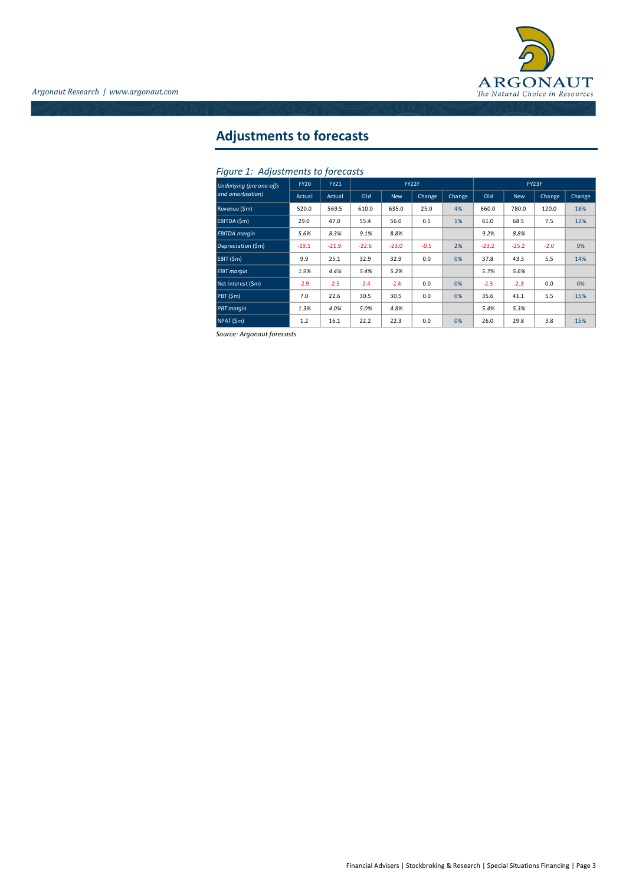## Adjustments to forecasts

*Figure 1: Adjustments to forecasts*

| *Underlying (pre one-offs and amortisation)* | FY20 | FY21 | FY22F | | | | FY23F | | | |
|---|---|---|---|---|---|---|---|---|---|---|
| | Actual | Actual | Old | New | Change | Change | Old | New | Change | Change |
| Revenue ($m) | 520.0 | 569.5 | 610.0 | 635.0 | 25.0 | 4% | 660.0 | 780.0 | 120.0 | 18% |
| EBITDA ($m) | 29.0 | 47.0 | 55.4 | 56.0 | 0.5 | 1% | 61.0 | 68.5 | 7.5 | 12% |
| *EBITDA margin* | *5.6%* | *8.3%* | *9.1%* | *8.8%* | | | *9.2%* | *8.8%* | | |
| Depreciation ($m) | -19.1 | -21.9 | -22.6 | -23.0 | -0.5 | 2% | -23.2 | -25.2 | -2.0 | 9% |
| EBIT ($m) | 9.9 | 25.1 | 32.9 | 32.9 | 0.0 | 0% | 37.8 | 43.3 | 5.5 | 14% |
| *EBIT margin* | *1.9%* | *4.4%* | *5.4%* | *5.2%* | | | *5.7%* | *5.6%* | | |
| Net Interest ($m) | -2.9 | -2.5 | -2.4 | -2.4 | 0.0 | 0% | -2.3 | -2.3 | 0.0 | 0% |
| PBT ($m) | 7.0 | 22.6 | 30.5 | 30.5 | 0.0 | 0% | 35.6 | 41.1 | 5.5 | 15% |
| *PBT margin* | *1.3%* | *4.0%* | *5.0%* | *4.8%* | | | *5.4%* | *5.3%* | | |
| NPAT ($m) | 1.2 | 16.1 | 22.2 | 22.3 | 0.0 | 0% | 26.0 | 29.8 | 3.8 | 15% |

*Source: Argonaut forecasts*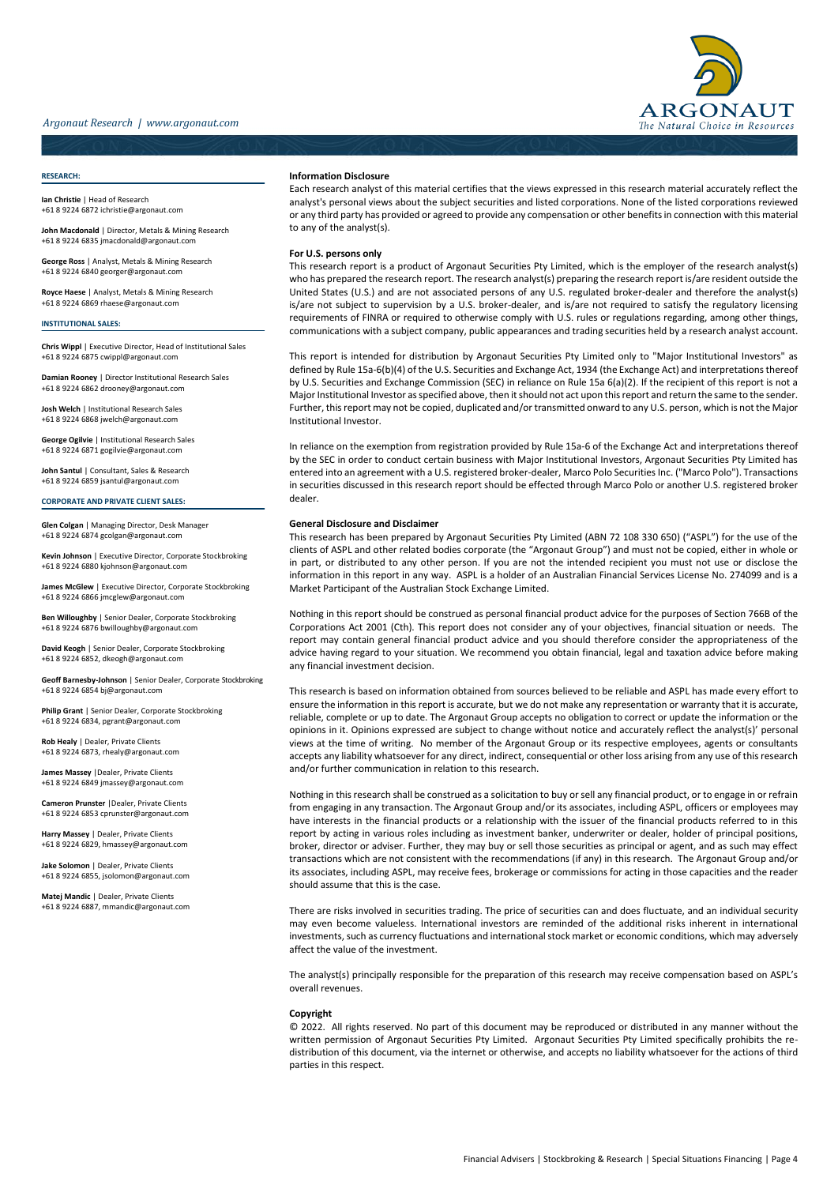**RESEARCH:**

**Ian Christie** | Head of Research
+61 8 9224 6872 ichristie@argonaut.com

**John Macdonald** | Director, Metals & Mining Research
+61 8 9224 6835 jmacdonald@argonaut.com

**George Ross** | Analyst, Metals & Mining Research
+61 8 9224 6840 georger@argonaut.com

**Royce Haese** | Analyst, Metals & Mining Research
+61 8 9224 6869 rhaese@argonaut.com

**INSTITUTIONAL SALES:**

**Chris Wippl** | Executive Director, Head of Institutional Sales
+61 8 9224 6875 cwippl@argonaut.com

**Damian Rooney** | Director Institutional Research Sales
+61 8 9224 6862 drooney@argonaut.com

**Josh Welch** | Institutional Research Sales
+61 8 9224 6868 jwelch@argonaut.com

**George Ogilvie** | Institutional Research Sales
+61 8 9224 6871 gogilvie@argonaut.com

**John Santul** | Consultant, Sales & Research
+61 8 9224 6859 jsantul@argonaut.com

**CORPORATE AND PRIVATE CLIENT SALES:**

**Glen Colgan** | Managing Director, Desk Manager
+61 8 9224 6874 gcolgan@argonaut.com

**Kevin Johnson** | Executive Director, Corporate Stockbroking
+61 8 9224 6880 kjohnson@argonaut.com

**James McGlew** | Executive Director, Corporate Stockbroking
+61 8 9224 6866 jmcglew@argonaut.com

**Ben Willoughby** | Senior Dealer, Corporate Stockbroking
+61 8 9224 6876 bwilloughby@argonaut.com

**David Keogh** | Senior Dealer, Corporate Stockbroking
+61 8 9224 6852, dkeogh@argonaut.com

**Geoff Barnesby-Johnson** | Senior Dealer, Corporate Stockbroking
+61 8 9224 6854 bj@argonaut.com

**Philip Grant** | Senior Dealer, Corporate Stockbroking
+61 8 9224 6834, pgrant@argonaut.com

**Rob Healy** | Dealer, Private Clients
+61 8 9224 6873, rhealy@argonaut.com

**James Massey** |Dealer, Private Clients
+61 8 9224 6849 jmassey@argonaut.com

**Cameron Prunster** |Dealer, Private Clients
+61 8 9224 6853 cprunster@argonaut.com

**Harry Massey** | Dealer, Private Clients
+61 8 9224 6829, hmassey@argonaut.com

**Jake Solomon** | Dealer, Private Clients
+61 8 9224 6855, jsolomon@argonaut.com

**Matej Mandic** | Dealer, Private Clients
+61 8 9224 6887, mmandic@argonaut.com

**Information Disclosure**

Each research analyst of this material certifies that the views expressed in this research material accurately reflect the analyst's personal views about the subject securities and listed corporations. None of the listed corporations reviewed or any third party has provided or agreed to provide any compensation or other benefits in connection with this material to any of the analyst(s).

**For U.S. persons only**

This research report is a product of Argonaut Securities Pty Limited, which is the employer of the research analyst(s) who has prepared the research report. The research analyst(s) preparing the research report is/are resident outside the United States (U.S.) and are not associated persons of any U.S. regulated broker-dealer and therefore the analyst(s) is/are not subject to supervision by a U.S. broker-dealer, and is/are not required to satisfy the regulatory licensing requirements of FINRA or required to otherwise comply with U.S. rules or regulations regarding, among other things, communications with a subject company, public appearances and trading securities held by a research analyst account.

This report is intended for distribution by Argonaut Securities Pty Limited only to "Major Institutional Investors" as defined by Rule 15a-6(b)(4) of the U.S. Securities and Exchange Act, 1934 (the Exchange Act) and interpretations thereof by U.S. Securities and Exchange Commission (SEC) in reliance on Rule 15a 6(a)(2). If the recipient of this report is not a Major Institutional Investor as specified above, then it should not act upon this report and return the same to the sender. Further, this report may not be copied, duplicated and/or transmitted onward to any U.S. person, which is not the Major Institutional Investor.

In reliance on the exemption from registration provided by Rule 15a-6 of the Exchange Act and interpretations thereof by the SEC in order to conduct certain business with Major Institutional Investors, Argonaut Securities Pty Limited has entered into an agreement with a U.S. registered broker-dealer, Marco Polo Securities Inc. ("Marco Polo"). Transactions in securities discussed in this research report should be effected through Marco Polo or another U.S. registered broker dealer.

**General Disclosure and Disclaimer**

This research has been prepared by Argonaut Securities Pty Limited (ABN 72 108 330 650) ("ASPL") for the use of the clients of ASPL and other related bodies corporate (the "Argonaut Group") and must not be copied, either in whole or in part, or distributed to any other person. If you are not the intended recipient you must not use or disclose the information in this report in any way. ASPL is a holder of an Australian Financial Services License No. 274099 and is a Market Participant of the Australian Stock Exchange Limited.

Nothing in this report should be construed as personal financial product advice for the purposes of Section 766B of the Corporations Act 2001 (Cth). This report does not consider any of your objectives, financial situation or needs. The report may contain general financial product advice and you should therefore consider the appropriateness of the advice having regard to your situation. We recommend you obtain financial, legal and taxation advice before making any financial investment decision.

This research is based on information obtained from sources believed to be reliable and ASPL has made every effort to ensure the information in this report is accurate, but we do not make any representation or warranty that it is accurate, reliable, complete or up to date. The Argonaut Group accepts no obligation to correct or update the information or the opinions in it. Opinions expressed are subject to change without notice and accurately reflect the analyst(s)' personal views at the time of writing. No member of the Argonaut Group or its respective employees, agents or consultants accepts any liability whatsoever for any direct, indirect, consequential or other loss arising from any use of this research and/or further communication in relation to this research.

Nothing in this research shall be construed as a solicitation to buy or sell any financial product, or to engage in or refrain from engaging in any transaction. The Argonaut Group and/or its associates, including ASPL, officers or employees may have interests in the financial products or a relationship with the issuer of the financial products referred to in this report by acting in various roles including as investment banker, underwriter or dealer, holder of principal positions, broker, director or adviser. Further, they may buy or sell those securities as principal or agent, and as such may effect transactions which are not consistent with the recommendations (if any) in this research. The Argonaut Group and/or its associates, including ASPL, may receive fees, brokerage or commissions for acting in those capacities and the reader should assume that this is the case.

There are risks involved in securities trading. The price of securities can and does fluctuate, and an individual security may even become valueless. International investors are reminded of the additional risks inherent in international investments, such as currency fluctuations and international stock market or economic conditions, which may adversely affect the value of the investment.

The analyst(s) principally responsible for the preparation of this research may receive compensation based on ASPL's overall revenues.

**Copyright**

© 2022. All rights reserved. No part of this document may be reproduced or distributed in any manner without the written permission of Argonaut Securities Pty Limited. Argonaut Securities Pty Limited specifically prohibits the re-distribution of this document, via the internet or otherwise, and accepts no liability whatsoever for the actions of third parties in this respect.